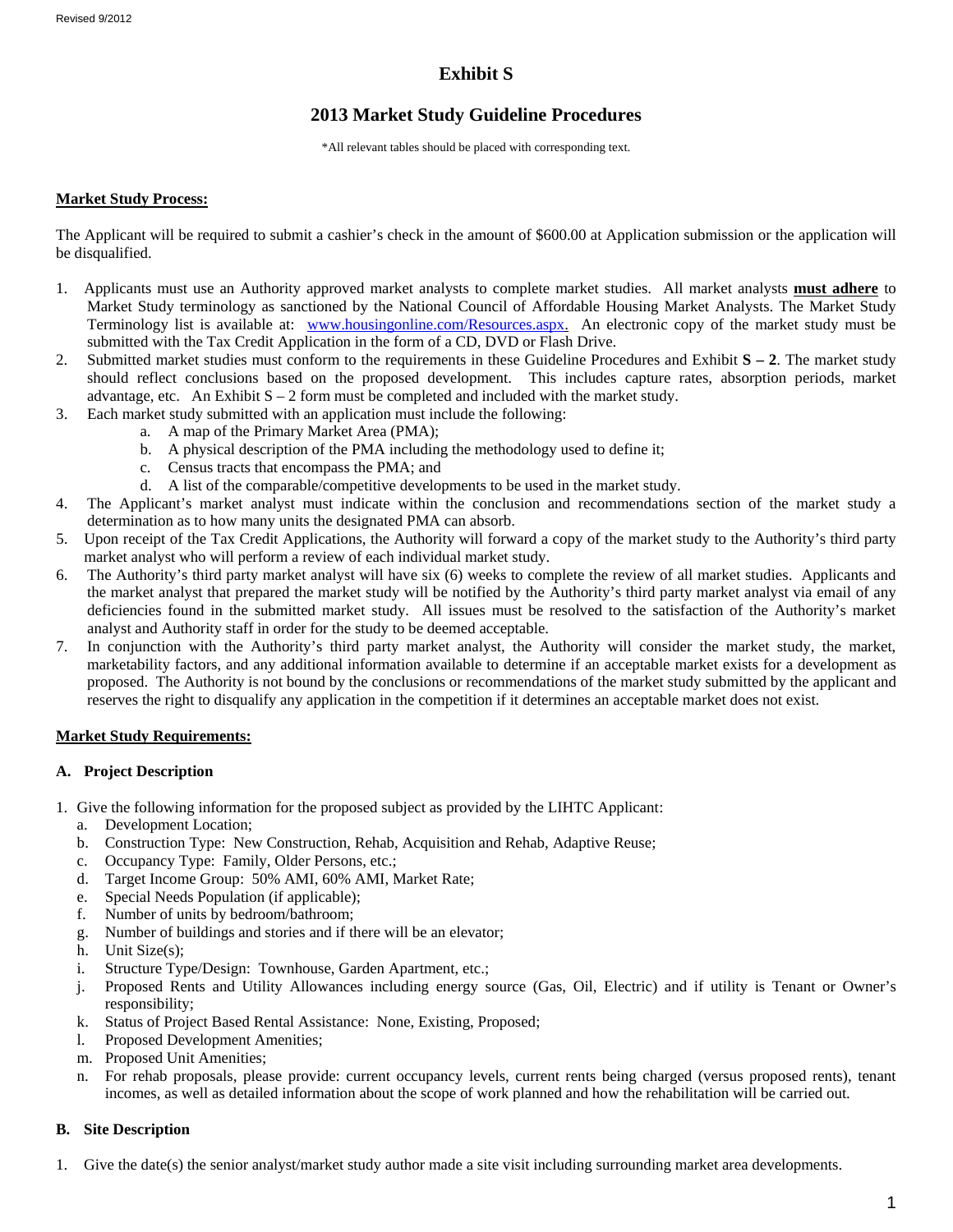Revised 9/2012

# Exhibit S

## 2013 Market Study Guideline Procedures

*All relevant tables should be placed with corresponding text.

**Market Study Process:**

The Applicant will be required to submit a cashier's check in the amount of $600.00 at Application submission or the application will be disqualified.

1. Applicants must use an Authority approved market analysts to complete market studies. All market analysts **must adhere** to Market Study terminology as sanctioned by the National Council of Affordable Housing Market Analysts. The Market Study Terminology list is available at: www.housingonline.com/Resources.aspx. An electronic copy of the market study must be submitted with the Tax Credit Application in the form of a CD, DVD or Flash Drive.
2. Submitted market studies must conform to the requirements in these Guideline Procedures and Exhibit **S – 2**. The market study should reflect conclusions based on the proposed development. This includes capture rates, absorption periods, market advantage, etc. An Exhibit S – 2 form must be completed and included with the market study.
3. Each market study submitted with an application must include the following:
   a. A map of the Primary Market Area (PMA);
   b. A physical description of the PMA including the methodology used to define it;
   c. Census tracts that encompass the PMA; and
   d. A list of the comparable/competitive developments to be used in the market study.
4. The Applicant's market analyst must indicate within the conclusion and recommendations section of the market study a determination as to how many units the designated PMA can absorb.
5. Upon receipt of the Tax Credit Applications, the Authority will forward a copy of the market study to the Authority's third party market analyst who will perform a review of each individual market study.
6. The Authority's third party market analyst will have six (6) weeks to complete the review of all market studies. Applicants and the market analyst that prepared the market study will be notified by the Authority's third party market analyst via email of any deficiencies found in the submitted market study. All issues must be resolved to the satisfaction of the Authority's market analyst and Authority staff in order for the study to be deemed acceptable.
7. In conjunction with the Authority's third party market analyst, the Authority will consider the market study, the market, marketability factors, and any additional information available to determine if an acceptable market exists for a development as proposed. The Authority is not bound by the conclusions or recommendations of the market study submitted by the applicant and reserves the right to disqualify any application in the competition if it determines an acceptable market does not exist.

**Market Study Requirements:**

### A. Project Description

1. Give the following information for the proposed subject as provided by the LIHTC Applicant:
   a. Development Location;
   b. Construction Type: New Construction, Rehab, Acquisition and Rehab, Adaptive Reuse;
   c. Occupancy Type: Family, Older Persons, etc.;
   d. Target Income Group: 50% AMI, 60% AMI, Market Rate;
   e. Special Needs Population (if applicable);
   f. Number of units by bedroom/bathroom;
   g. Number of buildings and stories and if there will be an elevator;
   h. Unit Size(s);
   i. Structure Type/Design: Townhouse, Garden Apartment, etc.;
   j. Proposed Rents and Utility Allowances including energy source (Gas, Oil, Electric) and if utility is Tenant or Owner's responsibility;
   k. Status of Project Based Rental Assistance: None, Existing, Proposed;
   l. Proposed Development Amenities;
   m. Proposed Unit Amenities;
   n. For rehab proposals, please provide: current occupancy levels, current rents being charged (versus proposed rents), tenant incomes, as well as detailed information about the scope of work planned and how the rehabilitation will be carried out.

### B. Site Description

1. Give the date(s) the senior analyst/market study author made a site visit including surrounding market area developments.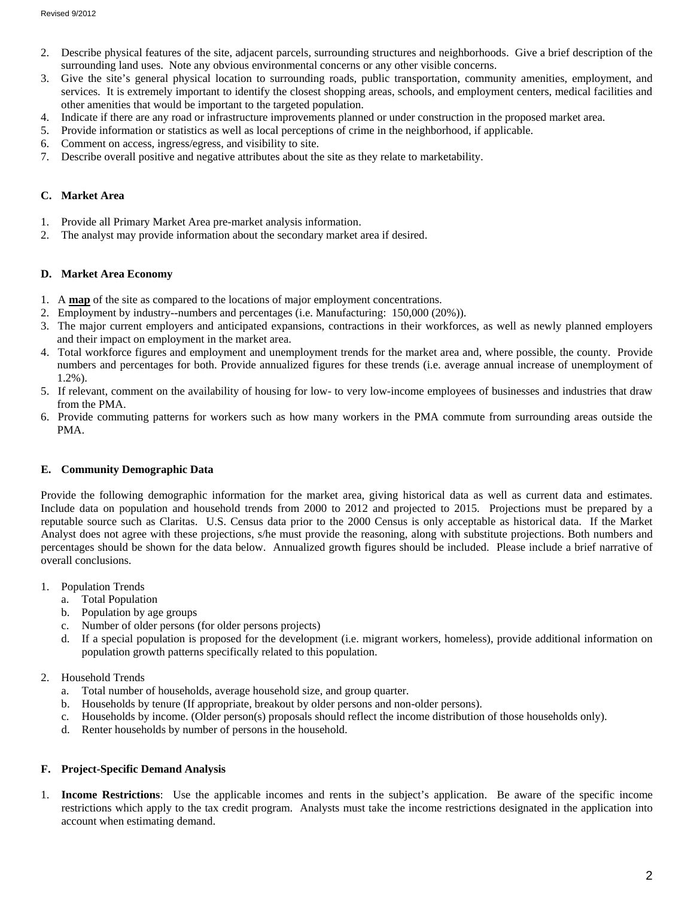2. Describe physical features of the site, adjacent parcels, surrounding structures and neighborhoods. Give a brief description of the surrounding land uses. Note any obvious environmental concerns or any other visible concerns.
3. Give the site's general physical location to surrounding roads, public transportation, community amenities, employment, and services. It is extremely important to identify the closest shopping areas, schools, and employment centers, medical facilities and other amenities that would be important to the targeted population.
4. Indicate if there are any road or infrastructure improvements planned or under construction in the proposed market area.
5. Provide information or statistics as well as local perceptions of crime in the neighborhood, if applicable.
6. Comment on access, ingress/egress, and visibility to site.
7. Describe overall positive and negative attributes about the site as they relate to marketability.

### C. Market Area

1. Provide all Primary Market Area pre-market analysis information.
2. The analyst may provide information about the secondary market area if desired.

### D. Market Area Economy

1. A **map** of the site as compared to the locations of major employment concentrations.
2. Employment by industry--numbers and percentages (i.e. Manufacturing: 150,000 (20%)).
3. The major current employers and anticipated expansions, contractions in their workforces, as well as newly planned employers and their impact on employment in the market area.
4. Total workforce figures and employment and unemployment trends for the market area and, where possible, the county. Provide numbers and percentages for both. Provide annualized figures for these trends (i.e. average annual increase of unemployment of 1.2%).
5. If relevant, comment on the availability of housing for low- to very low-income employees of businesses and industries that draw from the PMA.
6. Provide commuting patterns for workers such as how many workers in the PMA commute from surrounding areas outside the PMA.

### E. Community Demographic Data

Provide the following demographic information for the market area, giving historical data as well as current data and estimates. Include data on population and household trends from 2000 to 2012 and projected to 2015. Projections must be prepared by a reputable source such as Claritas. U.S. Census data prior to the 2000 Census is only acceptable as historical data. If the Market Analyst does not agree with these projections, s/he must provide the reasoning, along with substitute projections. Both numbers and percentages should be shown for the data below. Annualized growth figures should be included. Please include a brief narrative of overall conclusions.

1. Population Trends
    a. Total Population
    b. Population by age groups
    c. Number of older persons (for older persons projects)
    d. If a special population is proposed for the development (i.e. migrant workers, homeless), provide additional information on population growth patterns specifically related to this population.

2. Household Trends
    a. Total number of households, average household size, and group quarter.
    b. Households by tenure (If appropriate, breakout by older persons and non-older persons).
    c. Households by income. (Older person(s) proposals should reflect the income distribution of those households only).
    d. Renter households by number of persons in the household.

### F. Project-Specific Demand Analysis

1. **Income Restrictions**: Use the applicable incomes and rents in the subject's application. Be aware of the specific income restrictions which apply to the tax credit program. Analysts must take the income restrictions designated in the application into account when estimating demand.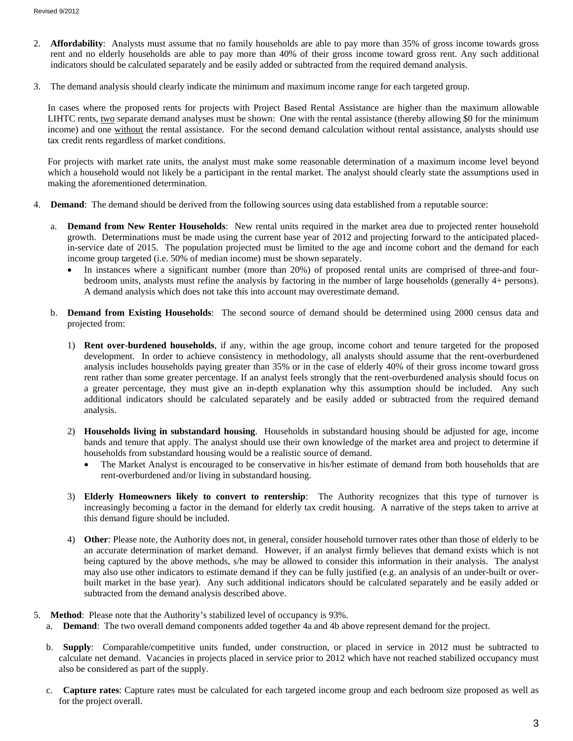2. **Affordability**: Analysts must assume that no family households are able to pay more than 35% of gross income towards gross rent and no elderly households are able to pay more than 40% of their gross income toward gross rent. Any such additional indicators should be calculated separately and be easily added or subtracted from the required demand analysis.

3. The demand analysis should clearly indicate the minimum and maximum income range for each targeted group.

   In cases where the proposed rents for projects with Project Based Rental Assistance are higher than the maximum allowable LIHTC rents, two separate demand analyses must be shown: One with the rental assistance (thereby allowing $0 for the minimum income) and one without the rental assistance. For the second demand calculation without rental assistance, analysts should use tax credit rents regardless of market conditions.

   For projects with market rate units, the analyst must make some reasonable determination of a maximum income level beyond which a household would not likely be a participant in the rental market. The analyst should clearly state the assumptions used in making the aforementioned determination.

4. **Demand**: The demand should be derived from the following sources using data established from a reputable source:

   a. **Demand from New Renter Households**: New rental units required in the market area due to projected renter household growth. Determinations must be made using the current base year of 2012 and projecting forward to the anticipated placed-in-service date of 2015. The population projected must be limited to the age and income cohort and the demand for each income group targeted (i.e. 50% of median income) must be shown separately.
      - In instances where a significant number (more than 20%) of proposed rental units are comprised of three-and four-bedroom units, analysts must refine the analysis by factoring in the number of large households (generally 4+ persons). A demand analysis which does not take this into account may overestimate demand.

   b. **Demand from Existing Households**: The second source of demand should be determined using 2000 census data and projected from:

      1) **Rent over-burdened households**, if any, within the age group, income cohort and tenure targeted for the proposed development. In order to achieve consistency in methodology, all analysts should assume that the rent-overburdened analysis includes households paying greater than 35% or in the case of elderly 40% of their gross income toward gross rent rather than some greater percentage. If an analyst feels strongly that the rent-overburdened analysis should focus on a greater percentage, they must give an in-depth explanation why this assumption should be included. Any such additional indicators should be calculated separately and be easily added or subtracted from the required demand analysis.

      2) **Households living in substandard housing**. Households in substandard housing should be adjusted for age, income bands and tenure that apply. The analyst should use their own knowledge of the market area and project to determine if households from substandard housing would be a realistic source of demand.
         - The Market Analyst is encouraged to be conservative in his/her estimate of demand from both households that are rent-overburdened and/or living in substandard housing.

      3) **Elderly Homeowners likely to convert to rentership**: The Authority recognizes that this type of turnover is increasingly becoming a factor in the demand for elderly tax credit housing. A narrative of the steps taken to arrive at this demand figure should be included.

      4) **Other**: Please note, the Authority does not, in general, consider household turnover rates other than those of elderly to be an accurate determination of market demand. However, if an analyst firmly believes that demand exists which is not being captured by the above methods, s/he may be allowed to consider this information in their analysis. The analyst may also use other indicators to estimate demand if they can be fully justified (e.g. an analysis of an under-built or over-built market in the base year). Any such additional indicators should be calculated separately and be easily added or subtracted from the demand analysis described above.

5. **Method**: Please note that the Authority's stabilized level of occupancy is 93%.
   a. **Demand**: The two overall demand components added together 4a and 4b above represent demand for the project.

   b. **Supply**: Comparable/competitive units funded, under construction, or placed in service in 2012 must be subtracted to calculate net demand. Vacancies in projects placed in service prior to 2012 which have not reached stabilized occupancy must also be considered as part of the supply.

   c. **Capture rates**: Capture rates must be calculated for each targeted income group and each bedroom size proposed as well as for the project overall.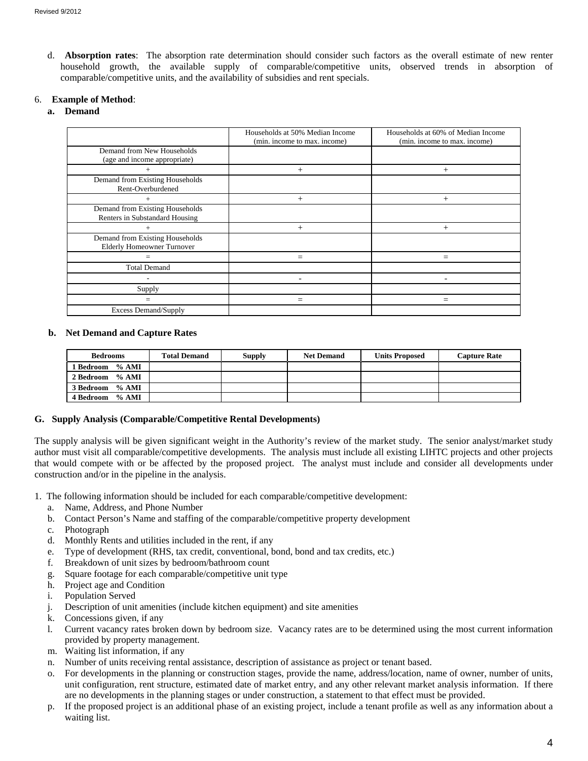d. **Absorption rates**: The absorption rate determination should consider such factors as the overall estimate of new renter household growth, the available supply of comparable/competitive units, observed trends in absorption of comparable/competitive units, and the availability of subsidies and rent specials.

6. **Example of Method**:

**a. Demand**

| | Households at 50% Median Income (min. income to max. income) | Households at 60% of Median Income (min. income to max. income) |
|---|---|---|
| Demand from New Households (age and income appropriate) | | |
| + | + | + |
| Demand from Existing Households Rent-Overburdened | | |
| + | + | + |
| Demand from Existing Households Renters in Substandard Housing | | |
| + | + | + |
| Demand from Existing Households Elderly Homeowner Turnover | | |
| = | = | = |
| Total Demand | | |
| - | - | - |
| Supply | | |
| = | = | = |
| Excess Demand/Supply | | |

**b. Net Demand and Capture Rates**

| Bedrooms | Total Demand | Supply | Net Demand | Units Proposed | Capture Rate |
|---|---|---|---|---|---|
| **1 Bedroom % AMI** | | | | | |
| **2 Bedroom % AMI** | | | | | |
| **3 Bedroom % AMI** | | | | | |
| **4 Bedroom % AMI** | | | | | |

## G. Supply Analysis (Comparable/Competitive Rental Developments)

The supply analysis will be given significant weight in the Authority's review of the market study. The senior analyst/market study author must visit all comparable/competitive developments. The analysis must include all existing LIHTC projects and other projects that would compete with or be affected by the proposed project. The analyst must include and consider all developments under construction and/or in the pipeline in the analysis.

1. The following information should be included for each comparable/competitive development:
   a. Name, Address, and Phone Number
   b. Contact Person's Name and staffing of the comparable/competitive property development
   c. Photograph
   d. Monthly Rents and utilities included in the rent, if any
   e. Type of development (RHS, tax credit, conventional, bond, bond and tax credits, etc.)
   f. Breakdown of unit sizes by bedroom/bathroom count
   g. Square footage for each comparable/competitive unit type
   h. Project age and Condition
   i. Population Served
   j. Description of unit amenities (include kitchen equipment) and site amenities
   k. Concessions given, if any
   l. Current vacancy rates broken down by bedroom size. Vacancy rates are to be determined using the most current information provided by property management.
   m. Waiting list information, if any
   n. Number of units receiving rental assistance, description of assistance as project or tenant based.
   o. For developments in the planning or construction stages, provide the name, address/location, name of owner, number of units, unit configuration, rent structure, estimated date of market entry, and any other relevant market analysis information. If there are no developments in the planning stages or under construction, a statement to that effect must be provided.
   p. If the proposed project is an additional phase of an existing project, include a tenant profile as well as any information about a waiting list.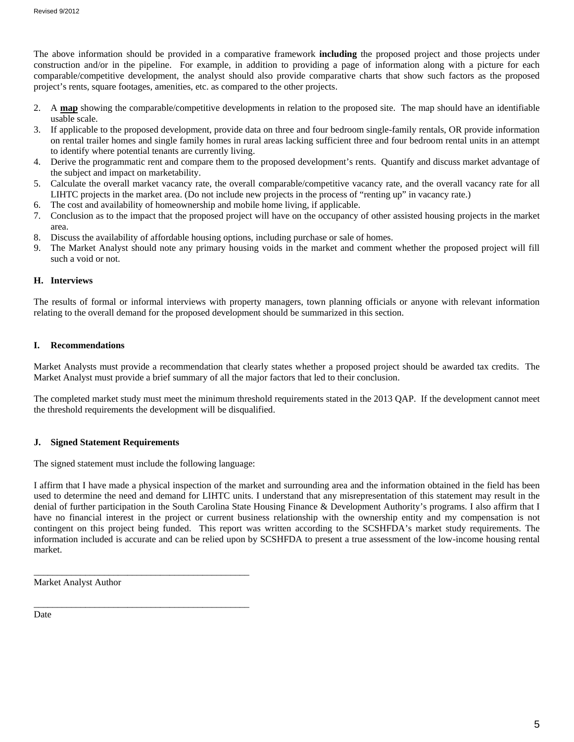The above information should be provided in a comparative framework **including** the proposed project and those projects under construction and/or in the pipeline. For example, in addition to providing a page of information along with a picture for each comparable/competitive development, the analyst should also provide comparative charts that show such factors as the proposed project's rents, square footages, amenities, etc. as compared to the other projects.

2. A **map** showing the comparable/competitive developments in relation to the proposed site. The map should have an identifiable usable scale.
3. If applicable to the proposed development, provide data on three and four bedroom single-family rentals, OR provide information on rental trailer homes and single family homes in rural areas lacking sufficient three and four bedroom rental units in an attempt to identify where potential tenants are currently living.
4. Derive the programmatic rent and compare them to the proposed development's rents. Quantify and discuss market advantage of the subject and impact on marketability.
5. Calculate the overall market vacancy rate, the overall comparable/competitive vacancy rate, and the overall vacancy rate for all LIHTC projects in the market area. (Do not include new projects in the process of "renting up" in vacancy rate.)
6. The cost and availability of homeownership and mobile home living, if applicable.
7. Conclusion as to the impact that the proposed project will have on the occupancy of other assisted housing projects in the market area.
8. Discuss the availability of affordable housing options, including purchase or sale of homes.
9. The Market Analyst should note any primary housing voids in the market and comment whether the proposed project will fill such a void or not.

### H. Interviews

The results of formal or informal interviews with property managers, town planning officials or anyone with relevant information relating to the overall demand for the proposed development should be summarized in this section.

### I. Recommendations

Market Analysts must provide a recommendation that clearly states whether a proposed project should be awarded tax credits. The Market Analyst must provide a brief summary of all the major factors that led to their conclusion.

The completed market study must meet the minimum threshold requirements stated in the 2013 QAP. If the development cannot meet the threshold requirements the development will be disqualified.

### J. Signed Statement Requirements

The signed statement must include the following language:

I affirm that I have made a physical inspection of the market and surrounding area and the information obtained in the field has been used to determine the need and demand for LIHTC units. I understand that any misrepresentation of this statement may result in the denial of further participation in the South Carolina State Housing Finance & Development Authority's programs. I also affirm that I have no financial interest in the project or current business relationship with the ownership entity and my compensation is not contingent on this project being funded. This report was written according to the SCSHFDA's market study requirements. The information included is accurate and can be relied upon by SCSHFDA to present a true assessment of the low-income housing rental market.

_______________________________________________
Market Analyst Author

_______________________________________________
Date